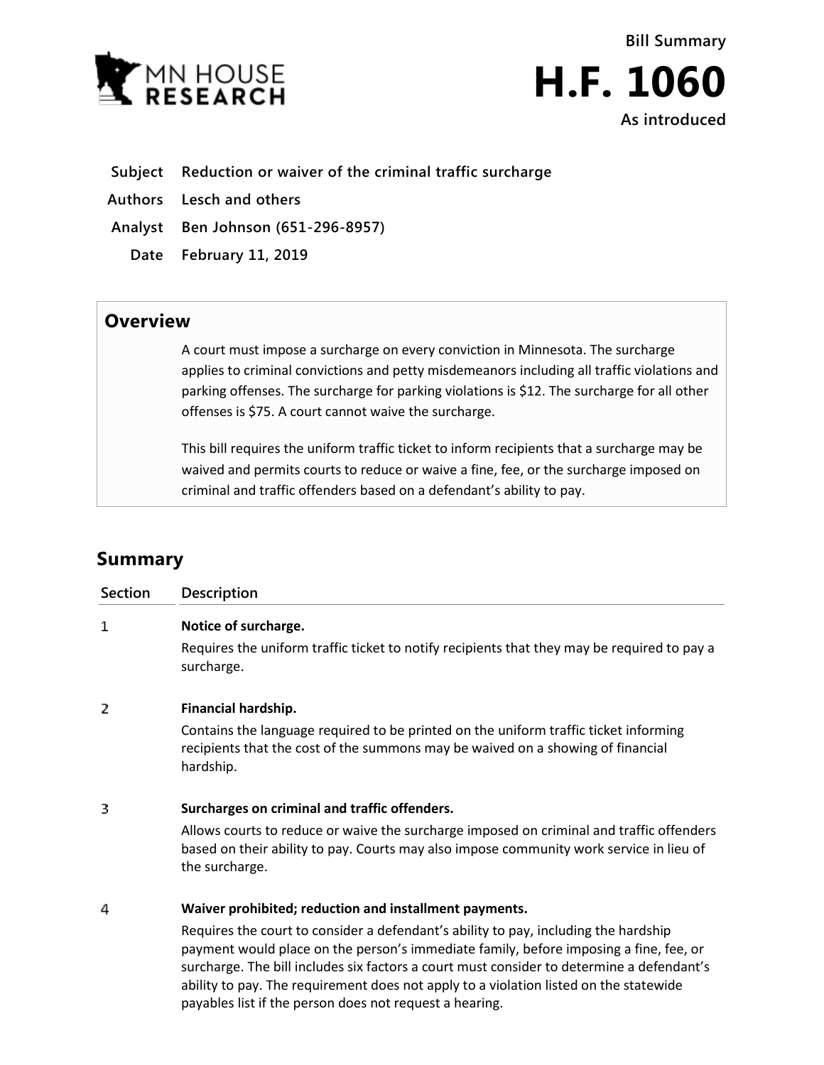MN HOUSE RESEARCH

**Bill Summary**

# H.F. 1060

**As introduced**

| | |
|---|---|
| **Subject** | **Reduction or waiver of the criminal traffic surcharge** |
| **Authors** | **Lesch and others** |
| **Analyst** | **Ben Johnson (651-296-8957)** |
| **Date** | **February 11, 2019** |

## Overview

A court must impose a surcharge on every conviction in Minnesota. The surcharge applies to criminal convictions and petty misdemeanors including all traffic violations and parking offenses. The surcharge for parking violations is $12. The surcharge for all other offenses is $75. A court cannot waive the surcharge.

This bill requires the uniform traffic ticket to inform recipients that a surcharge may be waived and permits courts to reduce or waive a fine, fee, or the surcharge imposed on criminal and traffic offenders based on a defendant's ability to pay.

## Summary

| Section | Description |
|---|---|
| 1 | **Notice of surcharge.**<br>Requires the uniform traffic ticket to notify recipients that they may be required to pay a surcharge. |
| 2 | **Financial hardship.**<br>Contains the language required to be printed on the uniform traffic ticket informing recipients that the cost of the summons may be waived on a showing of financial hardship. |
| 3 | **Surcharges on criminal and traffic offenders.**<br>Allows courts to reduce or waive the surcharge imposed on criminal and traffic offenders based on their ability to pay. Courts may also impose community work service in lieu of the surcharge. |
| 4 | **Waiver prohibited; reduction and installment payments.**<br>Requires the court to consider a defendant's ability to pay, including the hardship payment would place on the person's immediate family, before imposing a fine, fee, or surcharge. The bill includes six factors a court must consider to determine a defendant's ability to pay. The requirement does not apply to a violation listed on the statewide payables list if the person does not request a hearing. |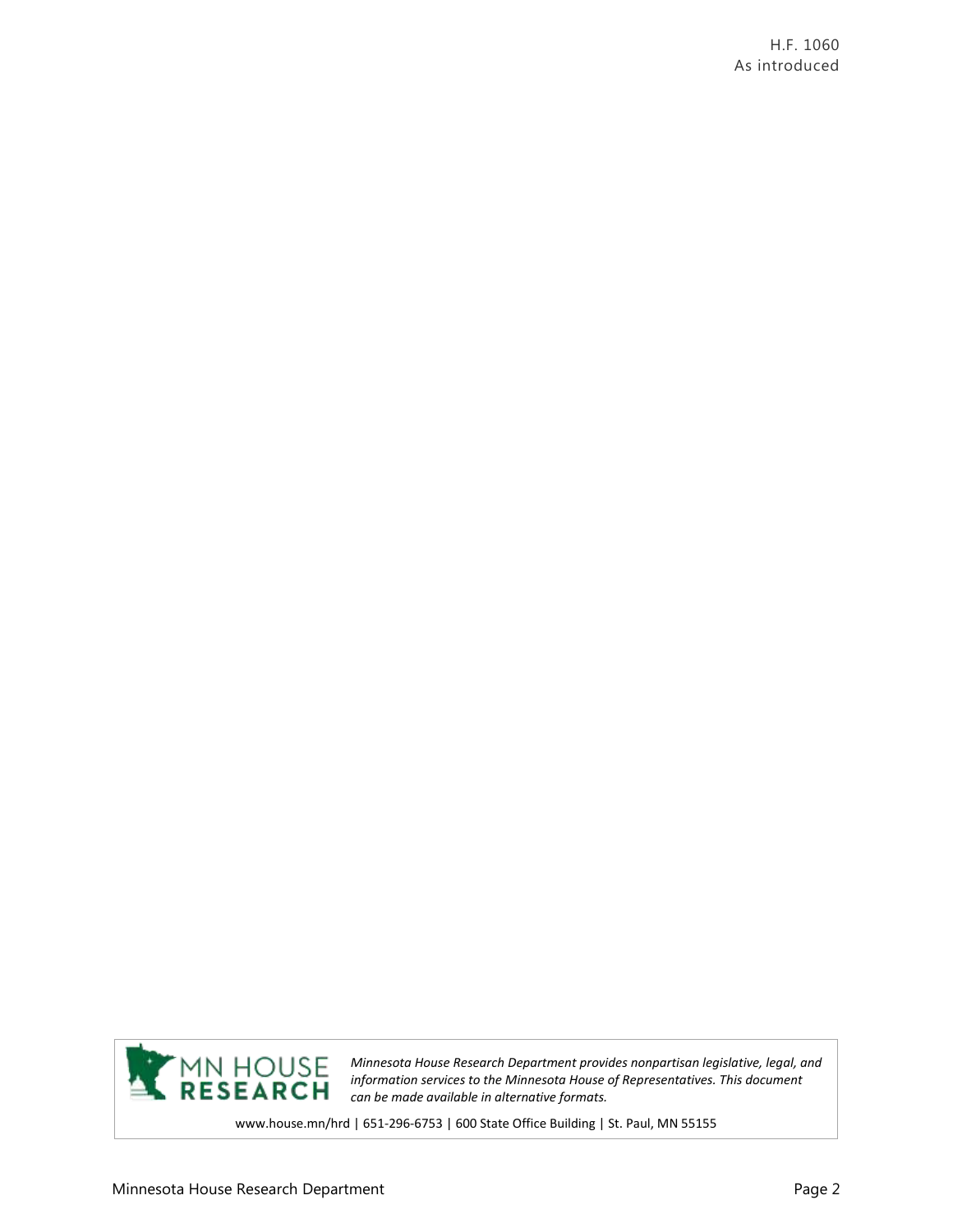MN HOUSE RESEARCH

*Minnesota House Research Department provides nonpartisan legislative, legal, and information services to the Minnesota House of Representatives. This document can be made available in alternative formats.*

www.house.mn/hrd | 651-296-6753 | 600 State Office Building | St. Paul, MN 55155